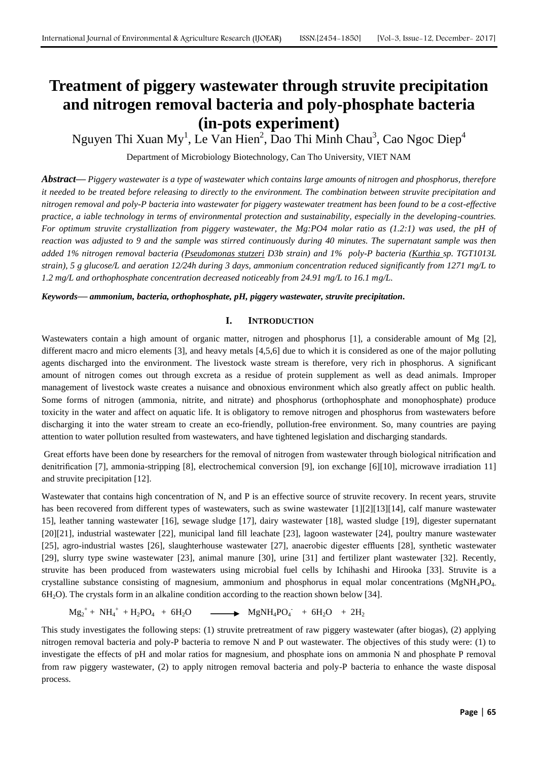# Treatment of piggery wastewater through struvite precipitation and nitrogen removal bacteria and poly-phosphate bacteria (in-pots experiment)

Nguyen Thi Xuan My[1], Le Van Hien[2], Dao Thi Minh Chau[3], Cao Ngoc Diep[4]

Department of Microbiology Biotechnology, Can Tho University, VIET NAM

***Abstract—*** *Piggery wastewater is a type of wastewater which contains large amounts of nitrogen and phosphorus, therefore it needed to be treated before releasing to directly to the environment. The combination between struvite precipitation and nitrogen removal and poly-P bacteria into wastewater for piggery wastewater treatment has been found to be a cost-effective practice, a iable technology in terms of environmental protection and sustainability, especially in the developing-countries. For optimum struvite crystallization from piggery wastewater, the Mg:PO4 molar ratio as (1.2:1) was used, the pH of reaction was adjusted to 9 and the sample was stirred continuously during 40 minutes. The supernatant sample was then added 1% nitrogen removal bacteria (Pseudomonas stutzeri D3b strain) and 1% poly-P bacteria (Kurthia sp. TGT1013L strain), 5 g glucose/L and aeration 12/24h during 3 days, ammonium concentration reduced significantly from 1271 mg/L to 1.2 mg/L and orthophosphate concentration decreased noticeably from 24.91 mg/L to 16.1 mg/L.*

***Keywords—*** ***ammonium, bacteria, orthophosphate, pH, piggery wastewater, struvite precipitation.***

## I. INTRODUCTION

Wastewaters contain a high amount of organic matter, nitrogen and phosphorus [1], a considerable amount of Mg [2], different macro and micro elements [3], and heavy metals [4,5,6] due to which it is considered as one of the major polluting agents discharged into the environment. The livestock waste stream is therefore, very rich in phosphorus. A significant amount of nitrogen comes out through excreta as a residue of protein supplement as well as dead animals. Improper management of livestock waste creates a nuisance and obnoxious environment which also greatly affect on public health. Some forms of nitrogen (ammonia, nitrite, and nitrate) and phosphorus (orthophosphate and monophosphate) produce toxicity in the water and affect on aquatic life. It is obligatory to remove nitrogen and phosphorus from wastewaters before discharging it into the water stream to create an eco-friendly, pollution-free environment. So, many countries are paying attention to water pollution resulted from wastewaters, and have tightened legislation and discharging standards.

Great efforts have been done by researchers for the removal of nitrogen from wastewater through biological nitrification and denitrification [7], ammonia-stripping [8], electrochemical conversion [9], ion exchange [6][10], microwave irradiation 11] and struvite precipitation [12].

Wastewater that contains high concentration of N, and P is an effective source of struvite recovery. In recent years, struvite has been recovered from different types of wastewaters, such as swine wastewater [1][2][13][14], calf manure wastewater 15], leather tanning wastewater [16], sewage sludge [17], dairy wastewater [18], wasted sludge [19], digester supernatant [20][21], industrial wastewater [22], municipal land fill leachate [23], lagoon wastewater [24], poultry manure wastewater [25], agro-industrial wastes [26], slaughterhouse wastewater [27], anaerobic digester effluents [28], synthetic wastewater [29], slurry type swine wastewater [23], animal manure [30], urine [31] and fertilizer plant wastewater [32]. Recently, struvite has been produced from wastewaters using microbial fuel cells by Ichihashi and Hirooka [33]. Struvite is a crystalline substance consisting of magnesium, ammonium and phosphorus in equal molar concentrations ($MgNH_4PO_4$. $6H_2O$). The crystals form in an alkaline condition according to the reaction shown below [34].

$$Mg_2^+ + NH_4^+ + H_2PO_4 + 6H_2O \longrightarrow MgNH_4PO_4^- + 6H_2O + 2H_2$$

This study investigates the following steps: (1) struvite pretreatment of raw piggery wastewater (after biogas), (2) applying nitrogen removal bacteria and poly-P bacteria to remove N and P out wastewater. The objectives of this study were: (1) to investigate the effects of pH and molar ratios for magnesium, and phosphate ions on ammonia N and phosphate P removal from raw piggery wastewater, (2) to apply nitrogen removal bacteria and poly-P bacteria to enhance the waste disposal process.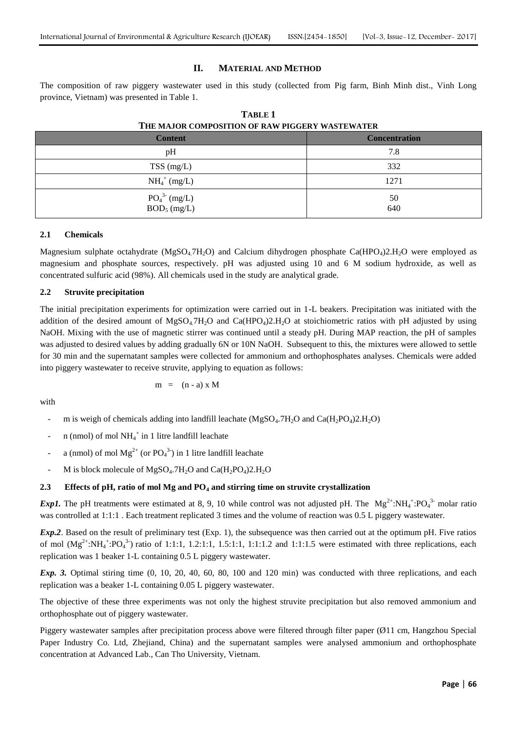## II. MATERIAL AND METHOD

The composition of raw piggery wastewater used in this study (collected from Pig farm, Binh Minh dist., Vinh Long province, Vietnam) was presented in Table 1.

**TABLE 1**
**THE MAJOR COMPOSITION OF RAW PIGGERY WASTEWATER**

| Content | Concentration |
|---|---|
| pH | 7.8 |
| TSS (mg/L) | 332 |
| $NH_4^+$ (mg/L) | 1271 |
| $PO_4^{3-}$ (mg/L) | 50 |
| $BOD_5$ (mg/L) | 640 |

### 2.1 Chemicals

Magnesium sulphate octahydrate ($MgSO_4.7H_2O$) and Calcium dihydrogen phosphate $Ca(HPO_4)2.H_2O$ were employed as magnesium and phosphate sources, respectively. pH was adjusted using 10 and 6 M sodium hydroxide, as well as concentrated sulfuric acid (98%). All chemicals used in the study are analytical grade.

### 2.2 Struvite precipitation

The initial precipitation experiments for optimization were carried out in 1-L beakers. Precipitation was initiated with the addition of the desired amount of $MgSO_4.7H_2O$ and $Ca(HPO_4)2.H_2O$ at stoichiometric ratios with pH adjusted by using NaOH. Mixing with the use of magnetic stirrer was continued until a steady pH. During MAP reaction, the pH of samples was adjusted to desired values by adding gradually 6N or 10N NaOH. Subsequent to this, the mixtures were allowed to settle for 30 min and the supernatant samples were collected for ammonium and orthophosphates analyses. Chemicals were added into piggery wastewater to receive struvite, applying to equation as follows:

$$m = (n - a) \times M$$

with

- m is weigh of chemicals adding into landfill leachate ($MgSO_4.7H_2O$ and $Ca(H_2PO_4)2.H_2O$)
- n (nmol) of mol $NH_4^+$ in 1 litre landfill leachate
- a (nmol) of mol $Mg^{2+}$ (or $PO_4^{3-}$) in 1 litre landfill leachate
- M is block molecule of $MgSO_4.7H_2O$ and $Ca(H_2PO_4)2.H_2O$

### 2.3 Effects of pH, ratio of mol Mg and $PO_4$ and stirring time on struvite crystallization

***Exp1.*** The pH treatments were estimated at 8, 9, 10 while control was not adjusted pH. The $Mg^{2+}$:$NH_4^+$:$PO_4^{3-}$ molar ratio was controlled at 1:1:1 . Each treatment replicated 3 times and the volume of reaction was 0.5 L piggery wastewater.

***Exp.2***. Based on the result of preliminary test (Exp. 1), the subsequence was then carried out at the optimum pH. Five ratios of mol ($Mg^{2+}$:$NH_4^+$:$PO_4^{3-}$) ratio of 1:1:1, 1.2:1:1, 1.5:1:1, 1:1:1.2 and 1:1:1.5 were estimated with three replications, each replication was 1 beaker 1-L containing 0.5 L piggery wastewater.

***Exp. 3.*** Optimal stiring time (0, 10, 20, 40, 60, 80, 100 and 120 min) was conducted with three replications, and each replication was a beaker 1-L containing 0.05 L piggery wastewater.

The objective of these three experiments was not only the highest struvite precipitation but also removed ammonium and orthophosphate out of piggery wastewater.

Piggery wastewater samples after precipitation process above were filtered through filter paper (Ø11 cm, Hangzhou Special Paper Industry Co. Ltd, Zhejiand, China) and the supernatant samples were analysed ammonium and orthophosphate concentration at Advanced Lab., Can Tho University, Vietnam.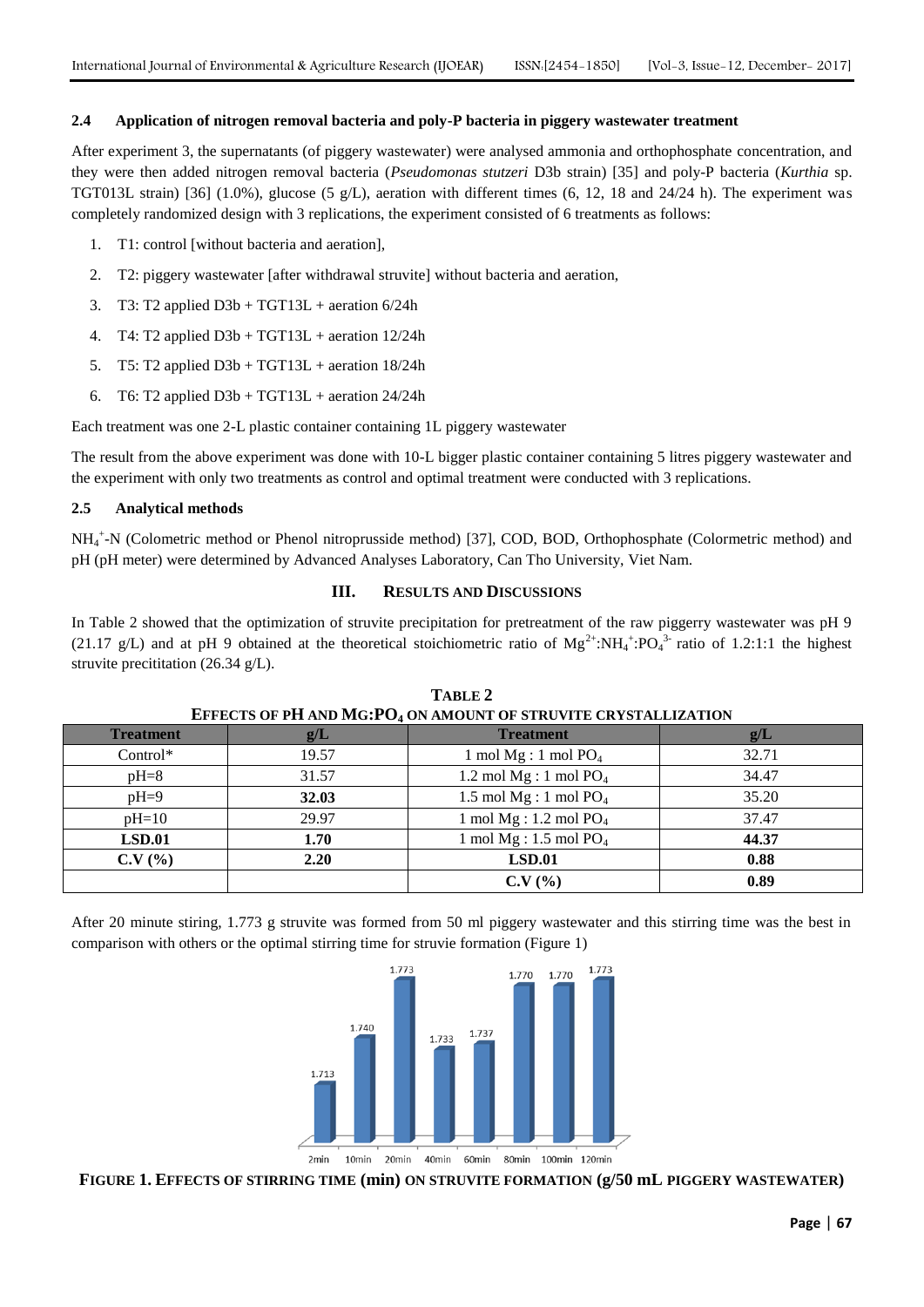### 2.4 Application of nitrogen removal bacteria and poly-P bacteria in piggery wastewater treatment

After experiment 3, the supernatants (of piggery wastewater) were analysed ammonia and orthophosphate concentration, and they were then added nitrogen removal bacteria (*Pseudomonas stutzeri* D3b strain) [35] and poly-P bacteria (*Kurthia* sp. TGT013L strain) [36] (1.0%), glucose (5 g/L), aeration with different times (6, 12, 18 and 24/24 h). The experiment was completely randomized design with 3 replications, the experiment consisted of 6 treatments as follows:

1. T1: control [without bacteria and aeration],
2. T2: piggery wastewater [after withdrawal struvite] without bacteria and aeration,
3. T3: T2 applied D3b + TGT13L + aeration 6/24h
4. T4: T2 applied D3b + TGT13L + aeration 12/24h
5. T5: T2 applied D3b + TGT13L + aeration 18/24h
6. T6: T2 applied D3b + TGT13L + aeration 24/24h

Each treatment was one 2-L plastic container containing 1L piggery wastewater

The result from the above experiment was done with 10-L bigger plastic container containing 5 litres piggery wastewater and the experiment with only two treatments as control and optimal treatment were conducted with 3 replications.

### 2.5 Analytical methods

$NH_4^+$-N (Colometric method or Phenol nitroprusside method) [37], COD, BOD, Orthophosphate (Colormetric method) and pH (pH meter) were determined by Advanced Analyses Laboratory, Can Tho University, Viet Nam.

## III. RESULTS AND DISCUSSIONS

In Table 2 showed that the optimization of struvite precipitation for pretreatment of the raw piggerry wastewater was pH 9 (21.17 g/L) and at pH 9 obtained at the theoretical stoichiometric ratio of $Mg^{2+}$:$NH_4^+$:$PO_4^{3-}$ ratio of 1.2:1:1 the highest struvite precititation (26.34 g/L).

**TABLE 2**
**EFFECTS OF PH AND Mg:PO$_4$ ON AMOUNT OF STRUVITE CRYSTALLIZATION**

| Treatment | g/L | Treatment | g/L |
|---|---|---|---|
| Control* | 19.57 | 1 mol Mg : 1 mol $PO_4$ | 32.71 |
| pH=8 | 31.57 | 1.2 mol Mg : 1 mol $PO_4$ | 34.47 |
| pH=9 | **32.03** | 1.5 mol Mg : 1 mol $PO_4$ | 35.20 |
| pH=10 | 29.97 | 1 mol Mg : 1.2 mol $PO_4$ | 37.47 |
| **LSD.01** | **1.70** | 1 mol Mg : 1.5 mol $PO_4$ | **44.37** |
| **C.V (%)** | **2.20** | **LSD.01** | **0.88** |
| | | **C.V (%)** | **0.89** |

After 20 minute stiring, 1.773 g struvite was formed from 50 ml piggery wastewater and this stirring time was the best in comparison with others or the optimal stirring time for struvie formation (Figure 1)

| Stirring time | 2min | 10min | 20min | 40min | 60min | 80min | 100min | 120min |
|---|---|---|---|---|---|---|---|---|
| Struvite (g/50 mL) | 1.713 | 1.740 | 1.773 | 1.733 | 1.737 | 1.770 | 1.770 | 1.773 |

**FIGURE 1. EFFECTS OF STIRRING TIME (min) ON STRUVITE FORMATION (g/50 mL PIGGERY WASTEWATER)**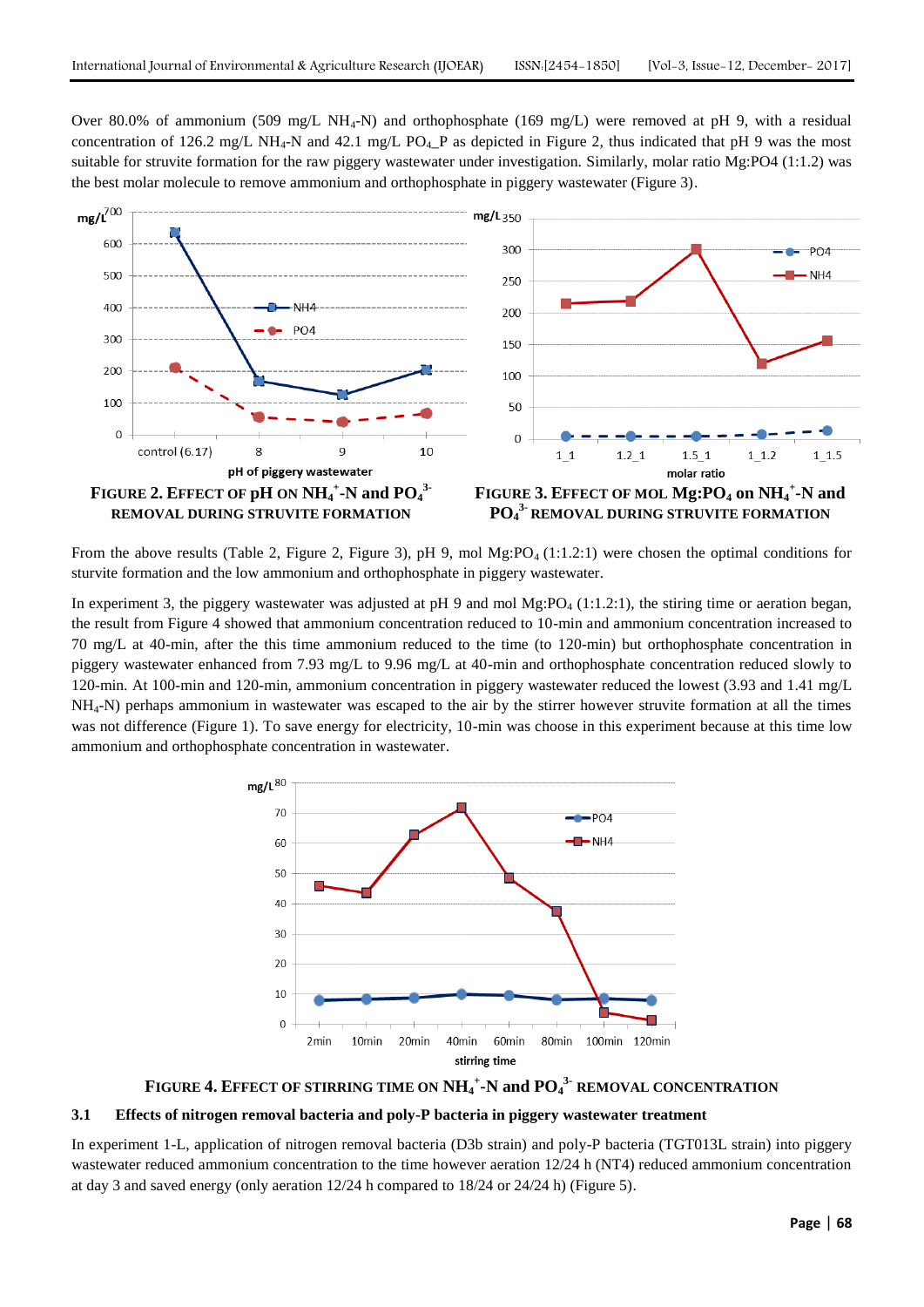Over 80.0% of ammonium (509 mg/L $NH_4$-N) and orthophosphate (169 mg/L) were removed at pH 9, with a residual concentration of 126.2 mg/L $NH_4$-N and 42.1 mg/L $PO_4$_P as depicted in Figure 2, thus indicated that pH 9 was the most suitable for struvite formation for the raw piggery wastewater under investigation. Similarly, molar ratio Mg:PO4 (1:1.2) was the best molar molecule to remove ammonium and orthophosphate in piggery wastewater (Figure 3).

**FIGURE 2. EFFECT OF pH ON $NH_4^+$-N and $PO_4^{3-}$ REMOVAL DURING STRUVITE FORMATION**

**FIGURE 3. EFFECT OF MOL Mg:$PO_4$ on $NH_4^+$-N and $PO_4^{3-}$ REMOVAL DURING STRUVITE FORMATION**

From the above results (Table 2, Figure 2, Figure 3), pH 9, mol Mg:$PO_4$ (1:1.2:1) were chosen the optimal conditions for sturvite formation and the low ammonium and orthophosphate in piggery wastewater.

In experiment 3, the piggery wastewater was adjusted at pH 9 and mol Mg:$PO_4$ (1:1.2:1), the stiring time or aeration began, the result from Figure 4 showed that ammonium concentration reduced to 10-min and ammonium concentration increased to 70 mg/L at 40-min, after the this time ammonium reduced to the time (to 120-min) but orthophosphate concentration in piggery wastewater enhanced from 7.93 mg/L to 9.96 mg/L at 40-min and orthophosphate concentration reduced slowly to 120-min. At 100-min and 120-min, ammonium concentration in piggery wastewater reduced the lowest (3.93 and 1.41 mg/L $NH_4$-N) perhaps ammonium in wastewater was escaped to the air by the stirrer however struvite formation at all the times was not difference (Figure 1). To save energy for electricity, 10-min was choose in this experiment because at this time low ammonium and orthophosphate concentration in wastewater.

**FIGURE 4. EFFECT OF STIRRING TIME ON $NH_4^+$-N and $PO_4^{3-}$ REMOVAL CONCENTRATION**

### 3.1 Effects of nitrogen removal bacteria and poly-P bacteria in piggery wastewater treatment

In experiment 1-L, application of nitrogen removal bacteria (D3b strain) and poly-P bacteria (TGT013L strain) into piggery wastewater reduced ammonium concentration to the time however aeration 12/24 h (NT4) reduced ammonium concentration at day 3 and saved energy (only aeration 12/24 h compared to 18/24 or 24/24 h) (Figure 5).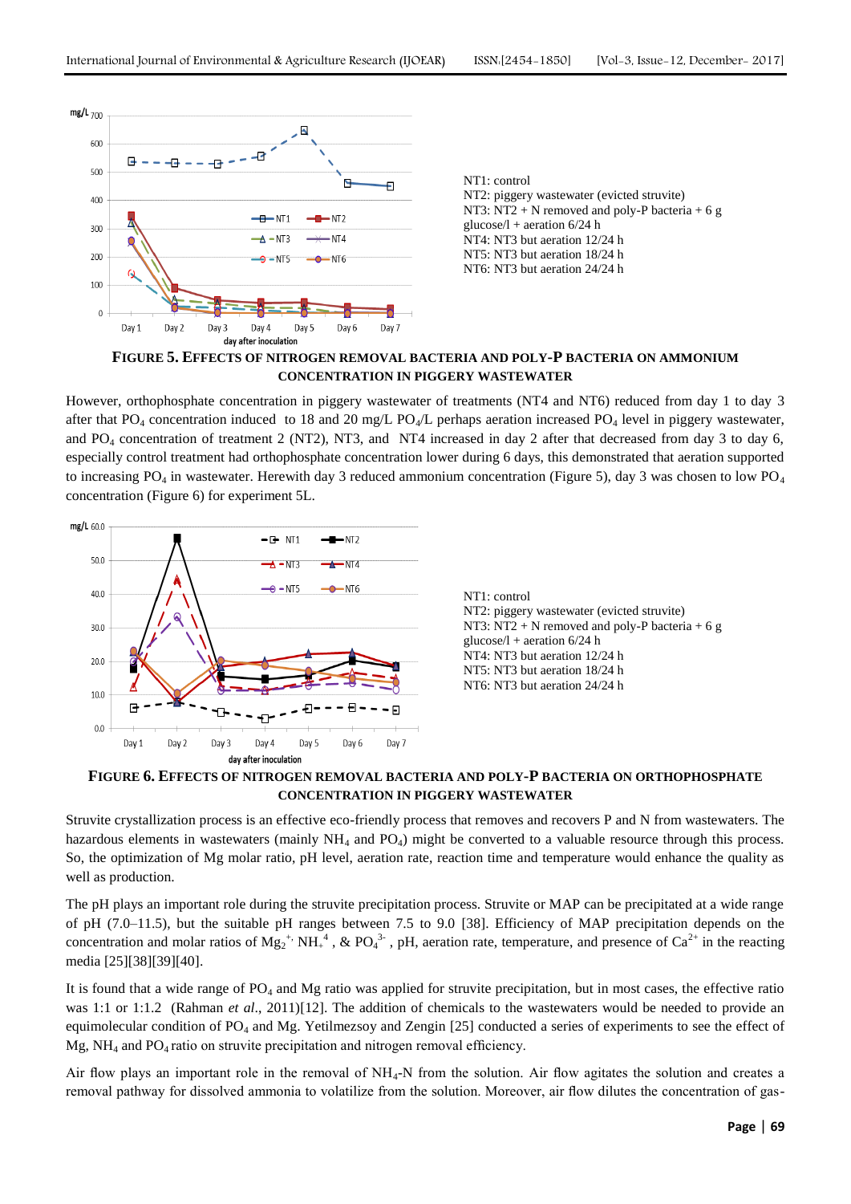mg/L 700
600
500
400
300
200
100
0

Day 1 Day 2 Day 3 Day 4 Day 5 Day 6 Day 7

day after inoculation

NT1 NT2 NT3 NT4 NT5 NT6

NT1: control
NT2: piggery wastewater (evicted struvite)
NT3: NT2 + N removed and poly-P bacteria + 6 g glucose/l + aeration 6/24 h
NT4: NT3 but aeration 12/24 h
NT5: NT3 but aeration 18/24 h
NT6: NT3 but aeration 24/24 h

**FIGURE 5. EFFECTS OF NITROGEN REMOVAL BACTERIA AND POLY-P BACTERIA ON AMMONIUM CONCENTRATION IN PIGGERY WASTEWATER**

However, orthophosphate concentration in piggery wastewater of treatments (NT4 and NT6) reduced from day 1 to day 3 after that $PO_4$ concentration induced to 18 and 20 mg/L $PO_4$/L perhaps aeration increased $PO_4$ level in piggery wastewater, and $PO_4$ concentration of treatment 2 (NT2), NT3, and NT4 increased in day 2 after that decreased from day 3 to day 6, especially control treatment had orthophosphate concentration lower during 6 days, this demonstrated that aeration supported to increasing $PO_4$ in wastewater. Herewith day 3 reduced ammonium concentration (Figure 5), day 3 was chosen to low $PO_4$ concentration (Figure 6) for experiment 5L.

mg/L 60.0
50.0
40.0
30.0
20.0
10.0
0.0

Day 1 Day 2 Day 3 Day 4 Day 5 Day 6 Day 7

day after inoculation

NT1 NT2 NT3 NT4 NT5 NT6

NT1: control
NT2: piggery wastewater (evicted struvite)
NT3: NT2 + N removed and poly-P bacteria + 6 g glucose/l + aeration 6/24 h
NT4: NT3 but aeration 12/24 h
NT5: NT3 but aeration 18/24 h
NT6: NT3 but aeration 24/24 h

**FIGURE 6. EFFECTS OF NITROGEN REMOVAL BACTERIA AND POLY-P BACTERIA ON ORTHOPHOSPHATE CONCENTRATION IN PIGGERY WASTEWATER**

Struvite crystallization process is an effective eco-friendly process that removes and recovers P and N from wastewaters. The hazardous elements in wastewaters (mainly $NH_4$ and $PO_4$) might be converted to a valuable resource through this process. So, the optimization of Mg molar ratio, pH level, aeration rate, reaction time and temperature would enhance the quality as well as production.

The pH plays an important role during the struvite precipitation process. Struvite or MAP can be precipitated at a wide range of pH (7.0–11.5), but the suitable pH ranges between 7.5 to 9.0 [38]. Efficiency of MAP precipitation depends on the concentration and molar ratios of $Mg_2^{+,}$ $NH_+^{4}$, & $PO_4^{3-}$, pH, aeration rate, temperature, and presence of $Ca^{2+}$ in the reacting media [25][38][39][40].

It is found that a wide range of $PO_4$ and Mg ratio was applied for struvite precipitation, but in most cases, the effective ratio was 1:1 or 1:1.2 (Rahman *et al*., 2011)[12]. The addition of chemicals to the wastewaters would be needed to provide an equimolecular condition of $PO_4$ and Mg. Yetilmezsoy and Zengin [25] conducted a series of experiments to see the effect of Mg, $NH_4$ and $PO_4$ ratio on struvite precipitation and nitrogen removal efficiency.

Air flow plays an important role in the removal of $NH_4$-N from the solution. Air flow agitates the solution and creates a removal pathway for dissolved ammonia to volatilize from the solution. Moreover, air flow dilutes the concentration of gas-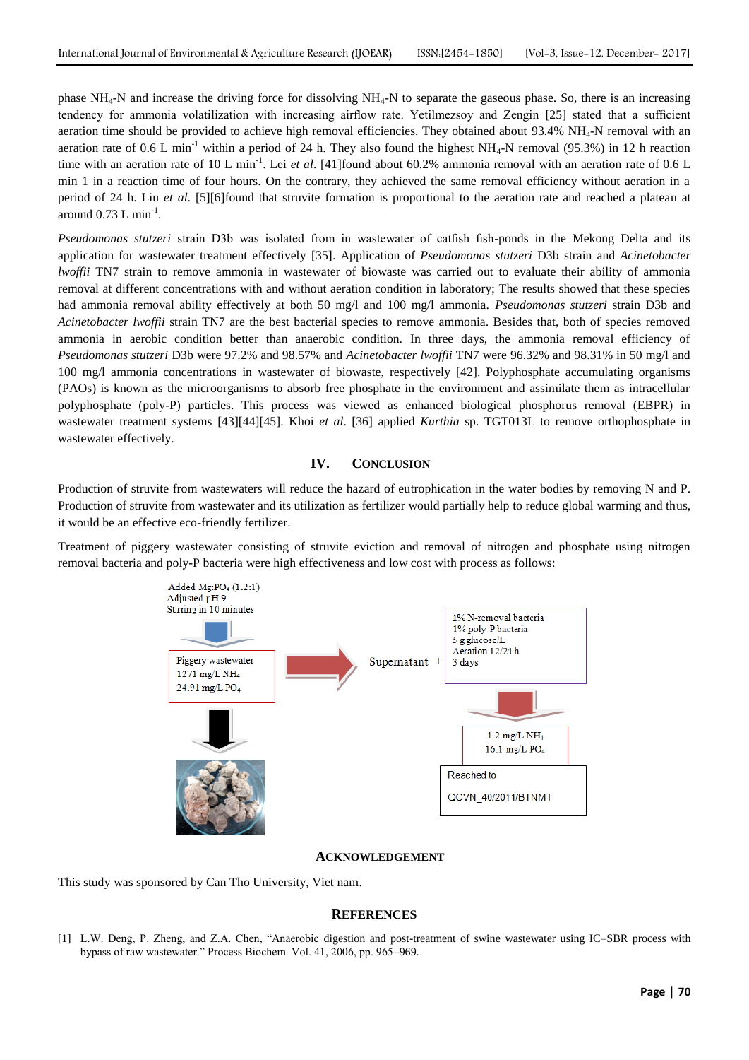phase $NH_4$-N and increase the driving force for dissolving $NH_4$-N to separate the gaseous phase. So, there is an increasing tendency for ammonia volatilization with increasing airflow rate. Yetilmezsoy and Zengin [25] stated that a sufficient aeration time should be provided to achieve high removal efficiencies. They obtained about 93.4% $NH_4$-N removal with an aeration rate of 0.6 L $min^{-1}$ within a period of 24 h. They also found the highest $NH_4$-N removal (95.3%) in 12 h reaction time with an aeration rate of 10 L $min^{-1}$. Lei *et al*. [41]found about 60.2% ammonia removal with an aeration rate of 0.6 L min 1 in a reaction time of four hours. On the contrary, they achieved the same removal efficiency without aeration in a period of 24 h. Liu *et al*. [5][6]found that struvite formation is proportional to the aeration rate and reached a plateau at around 0.73 L $min^{-1}$.

*Pseudomonas stutzeri* strain D3b was isolated from in wastewater of catfish fish-ponds in the Mekong Delta and its application for wastewater treatment effectively [35]. Application of *Pseudomonas stutzeri* D3b strain and *Acinetobacter lwoffii* TN7 strain to remove ammonia in wastewater of biowaste was carried out to evaluate their ability of ammonia removal at different concentrations with and without aeration condition in laboratory; The results showed that these species had ammonia removal ability effectively at both 50 mg/l and 100 mg/l ammonia. *Pseudomonas stutzeri* strain D3b and *Acinetobacter lwoffii* strain TN7 are the best bacterial species to remove ammonia. Besides that, both of species removed ammonia in aerobic condition better than anaerobic condition. In three days, the ammonia removal efficiency of *Pseudomonas stutzeri* D3b were 97.2% and 98.57% and *Acinetobacter lwoffii* TN7 were 96.32% and 98.31% in 50 mg/l and 100 mg/l ammonia concentrations in wastewater of biowaste, respectively [42]. Polyphosphate accumulating organisms (PAOs) is known as the microorganisms to absorb free phosphate in the environment and assimilate them as intracellular polyphosphate (poly-P) particles. This process was viewed as enhanced biological phosphorus removal (EBPR) in wastewater treatment systems [43][44][45]. Khoi *et al*. [36] applied *Kurthia* sp. TGT013L to remove orthophosphate in wastewater effectively.

## IV. CONCLUSION

Production of struvite from wastewaters will reduce the hazard of eutrophication in the water bodies by removing N and P. Production of struvite from wastewater and its utilization as fertilizer would partially help to reduce global warming and thus, it would be an effective eco-friendly fertilizer.

Treatment of piggery wastewater consisting of struvite eviction and removal of nitrogen and phosphate using nitrogen removal bacteria and poly-P bacteria were high effectiveness and low cost with process as follows:

Added Mg:$PO_4$ (1.2:1)
Adjusted pH 9
Stirring in 10 minutes

Piggery wastewater
1271 mg/L $NH_4$
24.91 mg/L $PO_4$

Supernatant +

1% N-removal bacteria
1% poly-P bacteria
5 g glucose/L
Aeration 12/24 h
3 days

1.2 mg/L $NH_4$
16.1 mg/L $PO_4$

Reached to
QCVN_40/2011/BTNMT

## ACKNOWLEDGEMENT

This study was sponsored by Can Tho University, Viet nam.

## REFERENCES

[1] L.W. Deng, P. Zheng, and Z.A. Chen, "Anaerobic digestion and post-treatment of swine wastewater using IC–SBR process with bypass of raw wastewater." Process Biochem. Vol. 41, 2006, pp. 965–969.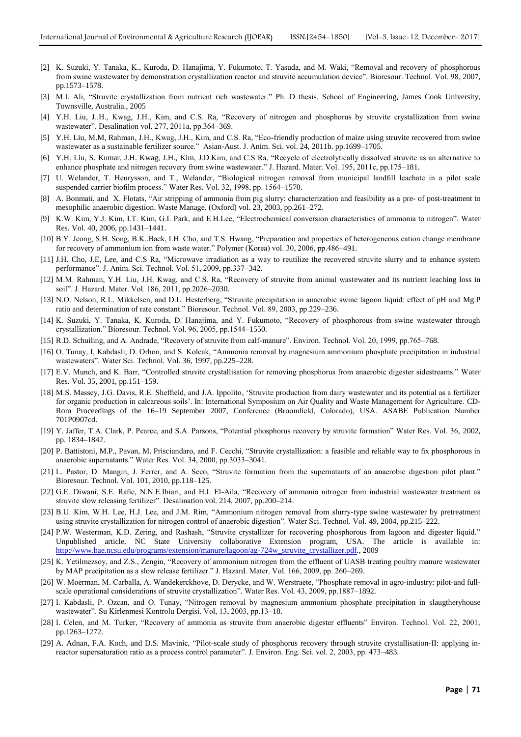[2] K. Suzuki, Y. Tanaka, K., Kuroda, D. Hanajima, Y. Fukumoto, T. Yasuda, and M. Waki, "Removal and recovery of phosphorous from swine wastewater by demonstration crystallization reactor and struvite accumulation device". Bioresour. Technol. Vol. 98, 2007, pp.1573–1578.

[3] M.I. Ali, "Struvite crystallization from nutrient rich wastewater." Ph. D thesis. School of Engineering, James Cook University, Townsville, Australia., 2005

[4] Y.H. Liu, J..H., Kwag, J.H., Kim, and C.S. Ra, "Recovery of nitrogen and phosphorus by struvite crystallization from swine wastewater". Desalination vol. 277, 2011a, pp.364–369.

[5] Y.H. Liu, M.M, Rahman, J.H., Kwag, J.H., Kim, and C.S. Ra, "Eco-friendly production of maize using struvite recovered from swine wastewater as a sustainable fertilizer source." Asian-Aust. J. Anim. Sci. vol. 24, 2011b. pp.1699–1705.

[6] Y.H. Liu, S. Kumar, J.H. Kwag, J.H., Kim, J.D.Kim, and C.S Ra, "Recycle of electrolytically dissolved struvite as an alternative to enhance phosphate and nitrogen recovery from swine wastewater." J. Hazard. Mater. Vol. 195, 2011c, pp.175–181.

[7] U. Welander, T. Henrysson, and T., Welander, "Biological nitrogen removal from municipal landfill leachate in a pilot scale suspended carrier biofilm process." Water Res. Vol. 32, 1998, pp. 1564–1570.

[8] A. Bonmati, and X. Flotats, "Air stripping of ammonia from pig slurry: characterization and feasibility as a pre- of post-treatment to mesophilic anaerobic digestion. Waste Manage. (Oxford) vol. 23, 2003, pp.261–272.

[9] K.W. Kim, Y.J. Kim, I.T. Kim, G.I. Park, and E.H.Lee, "Electrochemical conversion characteristics of ammonia to nitrogen". Water Res. Vol. 40, 2006, pp.1431–1441.

[10] B.Y. Jeong, S.H. Song, B.K..Baek, I.H. Cho, and T.S. Hwang, "Preparation and properties of heterogeneous cation change membrane for recovery of ammonium ion from waste water." Polymer (Korea) vol. 30, 2006, pp.486–491.

[11] J.H. Cho, J.E, Lee, and C.S Ra, "Microwave irradiation as a way to reutilize the recovered struvite slurry and to enhance system performance". J. Anim. Sci. Technol. Vol. 51, 2009, pp.337–342.

[12] M.M. Rahman, Y.H. Liu, J.H. Kwag, and C.S. Ra, "Recovery of struvite from animal wastewater and its nutrient leaching loss in soil". J. Hazard. Mater. Vol. 186, 2011, pp.2026–2030.

[13] N.O. Nelson, R.L. Mikkelsen, and D.L. Hesterberg, "Struvite precipitation in anaerobic swine lagoon liquid: effect of pH and Mg:P ratio and determination of rate constant." Bioresour. Technol. Vol. 89, 2003, pp.229–236.

[14] K. Suzuki, Y. Tanaka, K. Kuroda, D. Hanajima, and Y. Fukumoto, "Recovery of phosphorous from swine wastewater through crystallization." Bioresour. Technol. Vol. 96, 2005, pp.1544–1550.

[15] R.D. Schuiling, and A. Andrade, "Recovery of struvite from calf-manure". Environ. Technol. Vol. 20, 1999, pp.765–768.

[16] O. Tunay, I, Kabdasli, D. Orhon, and S. Kolcak, "Ammonia removal by magnesium ammonium phosphate precipitation in industrial wastewaters". Water Sci. Technol. Vol. 36, 1997, pp.225–228.

[17] E.V. Munch, and K. Barr, "Controlled struvite crystallisation for removing phosphorus from anaerobic digester sidestreams." Water Res. Vol. 35, 2001, pp.151–159.

[18] M.S. Massey, J.G. Davis, R.E. Sheffield, and J.A. Ippolito, 'Struvite production from dairy wastewater and its potential as a fertilizer for organic production in calcareous soils'. In: International Symposium on Air Quality and Waste Management for Agriculture. CD-Rom Proceedings of the 16–19 September 2007, Conference (Broomfield, Colorado), USA. ASABE Publication Number 701P0907cd.

[19] Y. Jaffer, T.A. Clark, P. Pearce, and S.A. Parsons, "Potential phosphorus recovery by struvite formation" Water Res. Vol. 36, 2002, pp. 1834–1842.

[20] P. Battistoni, M.P., Pavan, M. Prisciandaro, and F. Cecchi, "Struvite crystallization: a feasible and reliable way to fix phosphorous in anaerobic supernatants." Water Res. Vol. 34, 2000, pp.3033–3041.

[21] L. Pastor, D. Mangin, J. Ferrer, and A. Seco, "Struvite formation from the supernatants of an anaerobic digestion pilot plant." Bioresour. Technol. Vol. 101, 2010, pp.118–125.

[22] G.E. Diwani, S.E. Rafie, N.N.E.Ibiari, and H.I. El-Aila, "Recovery of ammonia nitrogen from industrial wastewater treatment as struvite slow releasing fertilizer". Desalination vol. 214, 2007, pp.200–214.

[23] B.U. Kim, W.H. Lee, H.J. Lee, and J.M. Rim, "Ammonium nitrogen removal from slurry-type swine wastewater by pretreatment using struvite crystallization for nitrogen control of anaerobic digestion". Water Sci. Technol. Vol. 49, 2004, pp.215–222.

[24] P.W. Westerman, K.D. Zering, and Rashash, "Struvite crystallizer for recovering phosphorous from lagoon and digester liquid." Unpublished article. NC State University collaborative Extension program, USA. The article is available in: http://www.bae.ncsu.edu/programs/extension/manure/lagoon/ag-724w_struvite_crystallizer.pdf., 2009

[25] K. Yetilmezsoy, and Z.S., Zengin, "Recovery of ammonium nitrogen from the effluent of UASB treating poultry manure wastewater by MAP precipitation as a slow release fertilizer." J. Hazard. Mater. Vol. 166, 2009, pp. 260–269.

[26] W. Moerman, M. Carballa, A. Wandekerckhove, D. Derycke, and W. Werstraete, "Phosphate removal in agro-industry: pilot-and full-scale operational considerations of struvite crystallization". Water Res. Vol. 43, 2009, pp.1887–1892.

[27] I. Kabdasli, P. Ozcan, and O. Tunay, "Nitrogen removal by magnesium ammonium phosphate precipitation in slaugtheryhouse wastewater". Su Kirlenmesi Kontrolu Dergisi. Vol, 13, 2003, pp.13–18.

[28] I. Celen, and M. Turker, "Recovery of ammonia as struvite from anaerobic digester effluents" Environ. Technol. Vol. 22, 2001, pp.1263–1272.

[29] A. Adnan, F.A. Koch, and D.S. Mavinic, "Pilot-scale study of phosphorus recovery through struvite crystallisation-II: applying in-reactor supersaturation ratio as a process control parameter". J. Environ. Eng. Sci. vol. 2, 2003, pp. 473–483.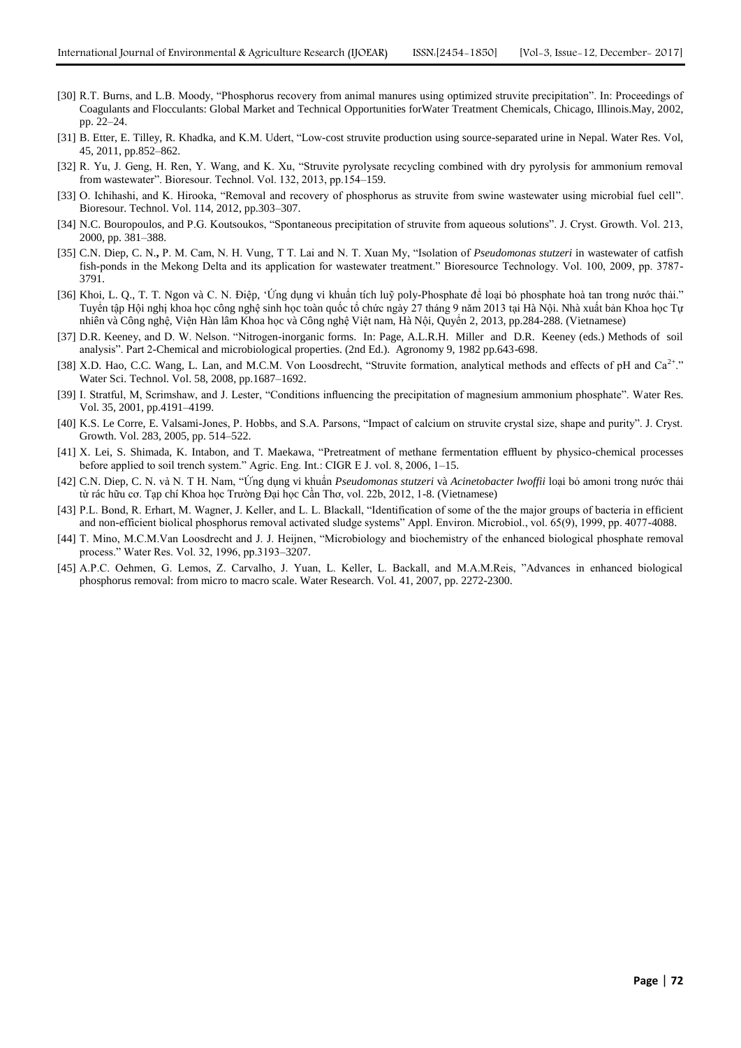[30] R.T. Burns, and L.B. Moody, "Phosphorus recovery from animal manures using optimized struvite precipitation". In: Proceedings of Coagulants and Flocculants: Global Market and Technical Opportunities forWater Treatment Chemicals, Chicago, Illinois.May, 2002, pp. 22–24.

[31] B. Etter, E. Tilley, R. Khadka, and K.M. Udert, "Low-cost struvite production using source-separated urine in Nepal. Water Res. Vol, 45, 2011, pp.852–862.

[32] R. Yu, J. Geng, H. Ren, Y. Wang, and K. Xu, "Struvite pyrolysate recycling combined with dry pyrolysis for ammonium removal from wastewater". Bioresour. Technol. Vol. 132, 2013, pp.154–159.

[33] O. Ichihashi, and K. Hirooka, "Removal and recovery of phosphorus as struvite from swine wastewater using microbial fuel cell". Bioresour. Technol. Vol. 114, 2012, pp.303–307.

[34] N.C. Bouropoulos, and P.G. Koutsoukos, "Spontaneous precipitation of struvite from aqueous solutions". J. Cryst. Growth. Vol. 213, 2000, pp. 381–388.

[35] C.N. Diep, C. N.**,** P. M. Cam, N. H. Vung, T T. Lai and N. T. Xuan My, "Isolation of *Pseudomonas stutzeri* in wastewater of catfish fish-ponds in the Mekong Delta and its application for wastewater treatment." Bioresource Technology. Vol. 100, 2009, pp. 3787-3791.

[36] Khoi, L. Q., T. T. Ngon và C. N. Điệp, 'Ứng dụng vi khuẩn tích luỹ poly-Phosphate để loại bỏ phosphate hoà tan trong nước thải." Tuyển tập Hội nghị khoa học công nghệ sinh học toàn quốc tổ chức ngày 27 tháng 9 năm 2013 tại Hà Nội. Nhà xuất bản Khoa học Tự nhiên và Công nghệ, Viện Hàn lâm Khoa học và Công nghệ Việt nam, Hà Nội, Quyển 2, 2013, pp.284-288. (Vietnamese)

[37] D.R. Keeney, and D. W. Nelson. "Nitrogen-inorganic forms. In: Page, A.L.R.H. Miller and D.R. Keeney (eds.) Methods of soil analysis". Part 2-Chemical and microbiological properties. (2nd Ed.). Agronomy 9, 1982 pp.643-698.

[38] X.D. Hao, C.C. Wang, L. Lan, and M.C.M. Von Loosdrecht, "Struvite formation, analytical methods and effects of pH and $Ca^{2+}$." Water Sci. Technol. Vol. 58, 2008, pp.1687–1692.

[39] I. Stratful, M, Scrimshaw, and J. Lester, "Conditions influencing the precipitation of magnesium ammonium phosphate". Water Res. Vol. 35, 2001, pp.4191–4199.

[40] K.S. Le Corre, E. Valsami-Jones, P. Hobbs, and S.A. Parsons, "Impact of calcium on struvite crystal size, shape and purity". J. Cryst. Growth. Vol. 283, 2005, pp. 514–522.

[41] X. Lei, S. Shimada, K. Intabon, and T. Maekawa, "Pretreatment of methane fermentation effluent by physico-chemical processes before applied to soil trench system." Agric. Eng. Int.: CIGR E J. vol. 8, 2006, 1–15.

[42] C.N. Diep, C. N. và N. T H. Nam, "Ứng dụng vi khuẩn *Pseudomonas stutzeri* và *Acinetobacter lwoffii* loại bỏ amoni trong nước thải từ rác hữu cơ. Tạp chí Khoa học Trường Đại học Cần Thơ, vol. 22b, 2012, 1-8. (Vietnamese)

[43] P.L. Bond, R. Erhart, M. Wagner, J. Keller, and L. L. Blackall, "Identification of some of the the major groups of bacteria in efficient and non-efficient biolical phosphorus removal activated sludge systems" Appl. Environ. Microbiol., vol. 65(9), 1999, pp. 4077-4088.

[44] T. Mino, M.C.M.Van Loosdrecht and J. J. Heijnen, "Microbiology and biochemistry of the enhanced biological phosphate removal process." Water Res. Vol. 32, 1996, pp.3193–3207.

[45] A.P.C. Oehmen, G. Lemos, Z. Carvalho, J. Yuan, L. Keller, L. Backall, and M.A.M.Reis, "Advances in enhanced biological phosphorus removal: from micro to macro scale. Water Research. Vol. 41, 2007, pp. 2272-2300.